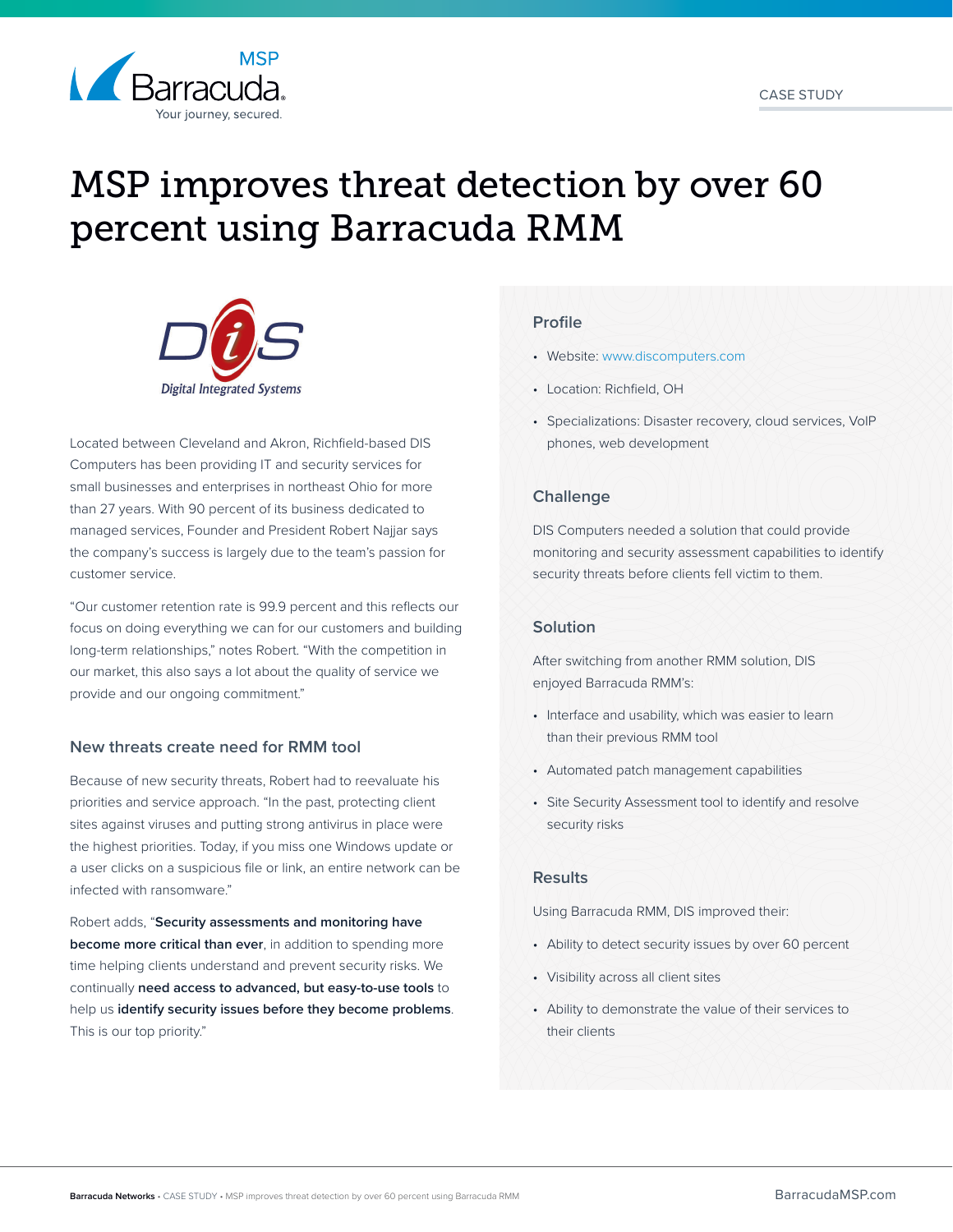CASE STUDY

# MSP improves threat detection by over 60 percent using Barracuda RMM

Located between Cleveland and Akron, Richfield-based DIS Computers has been providing IT and security services for small businesses and enterprises in northeast Ohio for more than 27 years. With 90 percent of its business dedicated to managed services, Founder and President Robert Najjar says the company's success is largely due to the team's passion for customer service.

"Our customer retention rate is 99.9 percent and this reflects our focus on doing everything we can for our customers and building long-term relationships," notes Robert. "With the competition in our market, this also says a lot about the quality of service we provide and our ongoing commitment."

### New threats create need for RMM tool

Because of new security threats, Robert had to reevaluate his priorities and service approach. "In the past, protecting client sites against viruses and putting strong antivirus in place were the highest priorities. Today, if you miss one Windows update or a user clicks on a suspicious file or link, an entire network can be infected with ransomware."

Robert adds, "**Security assessments and monitoring have become more critical than ever**, in addition to spending more time helping clients understand and prevent security risks. We continually **need access to advanced, but easy-to-use tools** to help us **identify security issues before they become problems**. This is our top priority."

### Profile

- Website: www.discomputers.com
- Location: Richfield, OH
- Specializations: Disaster recovery, cloud services, VoIP phones, web development

### Challenge

DIS Computers needed a solution that could provide monitoring and security assessment capabilities to identify security threats before clients fell victim to them.

### Solution

After switching from another RMM solution, DIS enjoyed Barracuda RMM's:

- Interface and usability, which was easier to learn than their previous RMM tool
- Automated patch management capabilities
- Site Security Assessment tool to identify and resolve security risks

### Results

Using Barracuda RMM, DIS improved their:

- Ability to detect security issues by over 60 percent
- Visibility across all client sites
- Ability to demonstrate the value of their services to their clients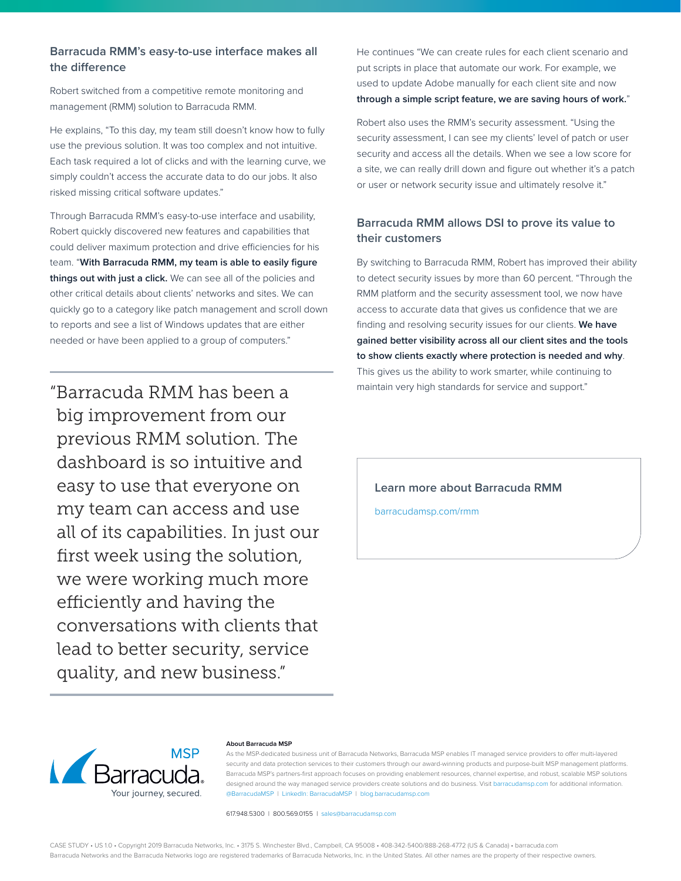## Barracuda RMM's easy-to-use interface makes all the difference

Robert switched from a competitive remote monitoring and management (RMM) solution to Barracuda RMM.

He explains, "To this day, my team still doesn't know how to fully use the previous solution. It was too complex and not intuitive. Each task required a lot of clicks and with the learning curve, we simply couldn't access the accurate data to do our jobs. It also risked missing critical software updates."

Through Barracuda RMM's easy-to-use interface and usability, Robert quickly discovered new features and capabilities that could deliver maximum protection and drive efficiencies for his team. "**With Barracuda RMM, my team is able to easily figure things out with just a click.** We can see all of the policies and other critical details about clients' networks and sites. We can quickly go to a category like patch management and scroll down to reports and see a list of Windows updates that are either needed or have been applied to a group of computers."

> "Barracuda RMM has been a big improvement from our previous RMM solution. The dashboard is so intuitive and easy to use that everyone on my team can access and use all of its capabilities. In just our first week using the solution, we were working much more efficiently and having the conversations with clients that lead to better security, service quality, and new business."

He continues "We can create rules for each client scenario and put scripts in place that automate our work. For example, we used to update Adobe manually for each client site and now **through a simple script feature, we are saving hours of work.**"

Robert also uses the RMM's security assessment. "Using the security assessment, I can see my clients' level of patch or user security and access all the details. When we see a low score for a site, we can really drill down and figure out whether it's a patch or user or network security issue and ultimately resolve it."

## Barracuda RMM allows DSI to prove its value to their customers

By switching to Barracuda RMM, Robert has improved their ability to detect security issues by more than 60 percent. "Through the RMM platform and the security assessment tool, we now have access to accurate data that gives us confidence that we are finding and resolving security issues for our clients. **We have gained better visibility across all our client sites and the tools to show clients exactly where protection is needed and why**. This gives us the ability to work smarter, while continuing to maintain very high standards for service and support."

### Learn more about Barracuda RMM

barracudamsp.com/rmm

MSP Barracuda. Your journey, secured.

**About Barracuda MSP**

As the MSP-dedicated business unit of Barracuda Networks, Barracuda MSP enables IT managed service providers to offer multi-layered security and data protection services to their customers through our award-winning products and purpose-built MSP management platforms. Barracuda MSP's partners-first approach focuses on providing enablement resources, channel expertise, and robust, scalable MSP solutions designed around the way managed service providers create solutions and do business. Visit barracudamsp.com for additional information.
@BarracudaMSP | LinkedIn: BarracudaMSP | blog.barracudamsp.com

617.948.5300 | 800.569.0155 | sales@barracudamsp.com

CASE STUDY • US 1.0 • Copyright 2019 Barracuda Networks, Inc. • 3175 S. Winchester Blvd., Campbell, CA 95008 • 408-342-5400/888-268-4772 (US & Canada) • barracuda.com
Barracuda Networks and the Barracuda Networks logo are registered trademarks of Barracuda Networks, Inc. in the United States. All other names are the property of their respective owners.